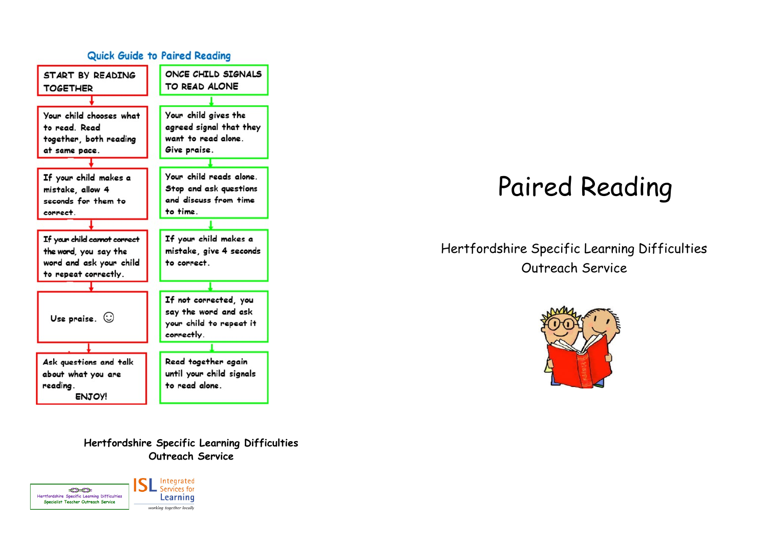## Quick Guide to Paired Reading

| START BY READING TOGETHER | ONCE CHILD SIGNALS TO READ ALONE |
| --- | --- |
| Your child chooses what to read. Read together, both reading at same pace. | Your child gives the agreed signal that they want to read alone. Give praise. |
| If your child makes a mistake, allow 4 seconds for them to correct. | Your child reads alone. Stop and ask questions and discuss from time to time. |
| If your child cannot correct the word, you say the word and ask your child to repeat correctly. | If your child makes a mistake, give 4 seconds to correct. |
| Use praise. ☺ | If not corrected, you say the word and ask your child to repeat it correctly. |
| Ask questions and talk about what you are reading. ENJOY! | Read together again until your child signals to read alone. |

**Hertfordshire Specific Learning Difficulties Outreach Service**

Hertfordshire Specific Learning Difficulties Specialist Teacher Outreach Service

ISL Integrated Services for Learning — *working together locally*

# Paired Reading

Hertfordshire Specific Learning Difficulties Outreach Service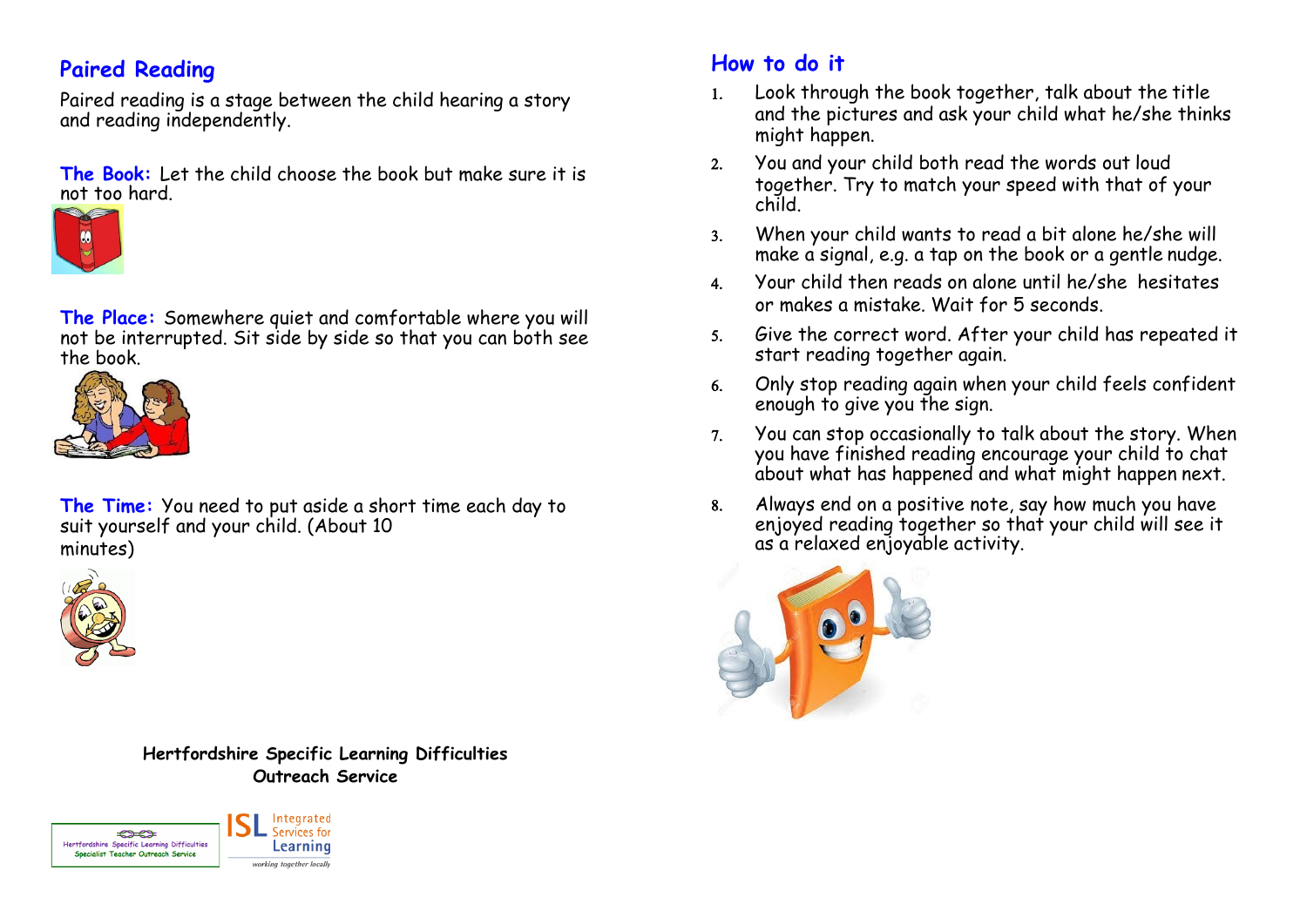## Paired Reading

Paired reading is a stage between the child hearing a story and reading independently.

**The Book:** Let the child choose the book but make sure it is not too hard.

**The Place:** Somewhere quiet and comfortable where you will not be interrupted. Sit side by side so that you can both see the book.

**The Time:** You need to put aside a short time each day to suit yourself and your child. (About 10 minutes)

**Hertfordshire Specific Learning Difficulties Outreach Service**

Hertfordshire Specific Learning Difficulties Specialist Teacher Outreach Service

ISL Integrated Services for Learning

*working together locally*

## How to do it

1. Look through the book together, talk about the title and the pictures and ask your child what he/she thinks might happen.
2. You and your child both read the words out loud together. Try to match your speed with that of your child.
3. When your child wants to read a bit alone he/she will make a signal, e.g. a tap on the book or a gentle nudge.
4. Your child then reads on alone until he/she hesitates or makes a mistake. Wait for 5 seconds.
5. Give the correct word. After your child has repeated it start reading together again.
6. Only stop reading again when your child feels confident enough to give you the sign.
7. You can stop occasionally to talk about the story. When you have finished reading encourage your child to chat about what has happened and what might happen next.
8. Always end on a positive note, say how much you have enjoyed reading together so that your child will see it as a relaxed enjoyable activity.